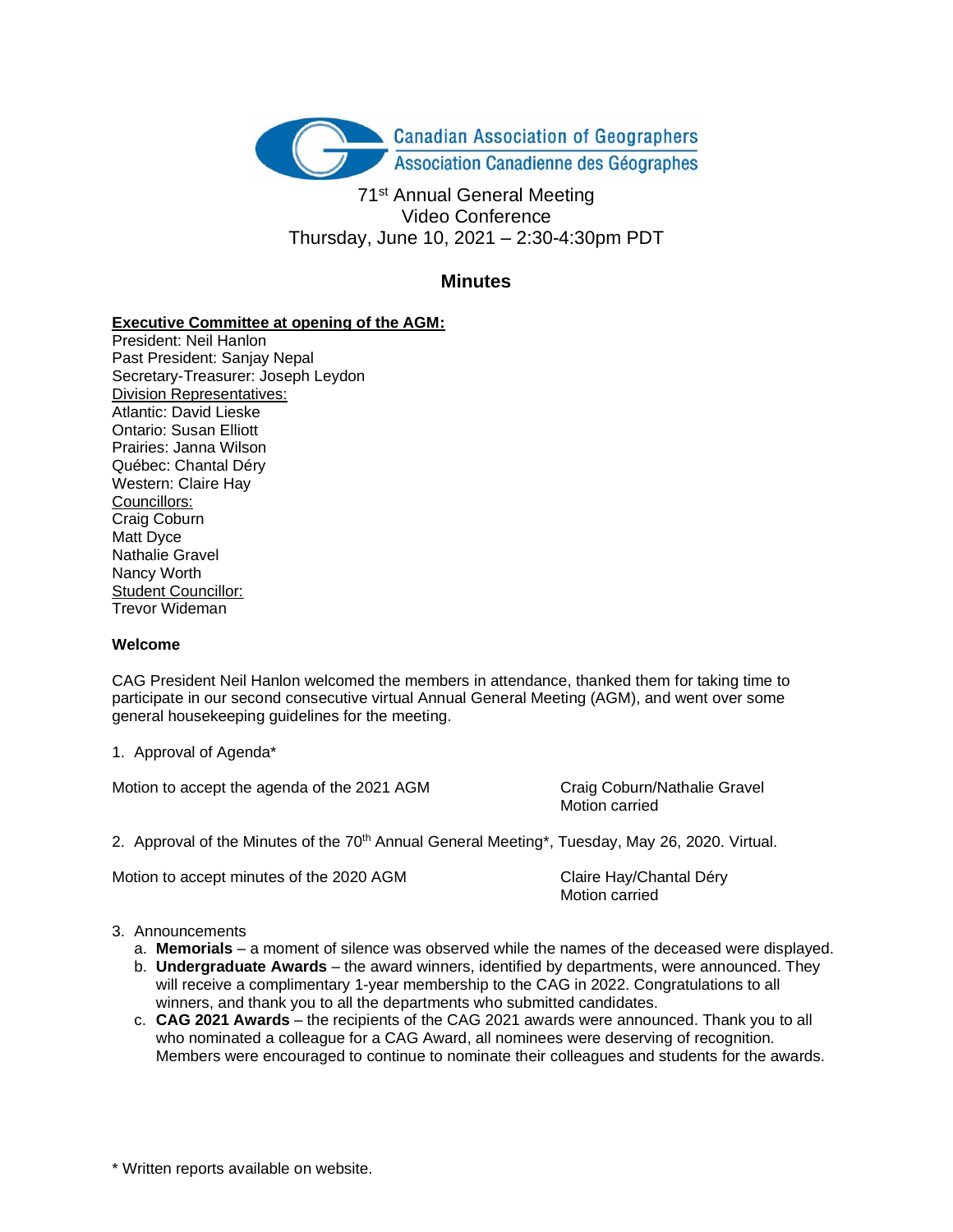Canadian Association of Geographers
Association Canadienne des Géographes

71st Annual General Meeting
Video Conference
Thursday, June 10, 2021 – 2:30-4:30pm PDT

## Minutes

**Executive Committee at opening of the AGM:**

President: Neil Hanlon
Past President: Sanjay Nepal
Secretary-Treasurer: Joseph Leydon
Division Representatives:
Atlantic: David Lieske
Ontario: Susan Elliott
Prairies: Janna Wilson
Québec: Chantal Déry
Western: Claire Hay
Councillors:
Craig Coburn
Matt Dyce
Nathalie Gravel
Nancy Worth
Student Councillor:
Trevor Wideman

**Welcome**

CAG President Neil Hanlon welcomed the members in attendance, thanked them for taking time to participate in our second consecutive virtual Annual General Meeting (AGM), and went over some general housekeeping guidelines for the meeting.

1. Approval of Agenda*

| Motion to accept the agenda of the 2021 AGM | Craig Coburn/Nathalie Gravel<br>Motion carried |
|---|---|

2. Approval of the Minutes of the 70th Annual General Meeting*, Tuesday, May 26, 2020. Virtual.

| Motion to accept minutes of the 2020 AGM | Claire Hay/Chantal Déry<br>Motion carried |
|---|---|

3. Announcements
   a. **Memorials** – a moment of silence was observed while the names of the deceased were displayed.
   b. **Undergraduate Awards** – the award winners, identified by departments, were announced. They will receive a complimentary 1-year membership to the CAG in 2022. Congratulations to all winners, and thank you to all the departments who submitted candidates.
   c. **CAG 2021 Awards** – the recipients of the CAG 2021 awards were announced. Thank you to all who nominated a colleague for a CAG Award, all nominees were deserving of recognition. Members were encouraged to continue to nominate their colleagues and students for the awards.

\* Written reports available on website.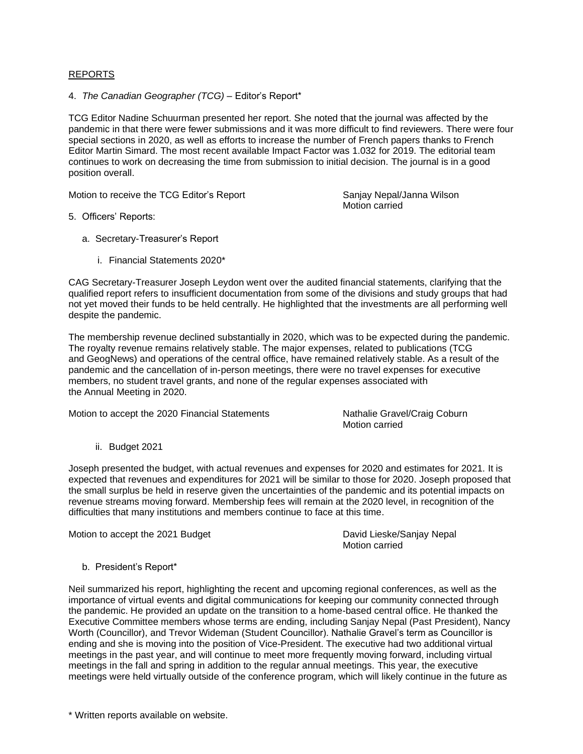REPORTS

4. *The Canadian Geographer (TCG)* – Editor's Report*

TCG Editor Nadine Schuurman presented her report. She noted that the journal was affected by the pandemic in that there were fewer submissions and it was more difficult to find reviewers. There were four special sections in 2020, as well as efforts to increase the number of French papers thanks to French Editor Martin Simard. The most recent available Impact Factor was 1.032 for 2019. The editorial team continues to work on decreasing the time from submission to initial decision. The journal is in a good position overall.

Motion to receive the TCG Editor's Report — Sanjay Nepal/Janna Wilson
Motion carried

5. Officers' Reports:

   a. Secretary-Treasurer's Report

      i. Financial Statements 2020*

CAG Secretary-Treasurer Joseph Leydon went over the audited financial statements, clarifying that the qualified report refers to insufficient documentation from some of the divisions and study groups that had not yet moved their funds to be held centrally. He highlighted that the investments are all performing well despite the pandemic.

The membership revenue declined substantially in 2020, which was to be expected during the pandemic. The royalty revenue remains relatively stable. The major expenses, related to publications (TCG and GeogNews) and operations of the central office, have remained relatively stable. As a result of the pandemic and the cancellation of in-person meetings, there were no travel expenses for executive members, no student travel grants, and none of the regular expenses associated with the Annual Meeting in 2020.

Motion to accept the 2020 Financial Statements — Nathalie Gravel/Craig Coburn
Motion carried

      ii. Budget 2021

Joseph presented the budget, with actual revenues and expenses for 2020 and estimates for 2021. It is expected that revenues and expenditures for 2021 will be similar to those for 2020. Joseph proposed that the small surplus be held in reserve given the uncertainties of the pandemic and its potential impacts on revenue streams moving forward. Membership fees will remain at the 2020 level, in recognition of the difficulties that many institutions and members continue to face at this time.

Motion to accept the 2021 Budget — David Lieske/Sanjay Nepal
Motion carried

   b. President's Report*

Neil summarized his report, highlighting the recent and upcoming regional conferences, as well as the importance of virtual events and digital communications for keeping our community connected through the pandemic. He provided an update on the transition to a home-based central office. He thanked the Executive Committee members whose terms are ending, including Sanjay Nepal (Past President), Nancy Worth (Councillor), and Trevor Wideman (Student Councillor). Nathalie Gravel's term as Councillor is ending and she is moving into the position of Vice-President. The executive had two additional virtual meetings in the past year, and will continue to meet more frequently moving forward, including virtual meetings in the fall and spring in addition to the regular annual meetings. This year, the executive meetings were held virtually outside of the conference program, which will likely continue in the future as

\* Written reports available on website.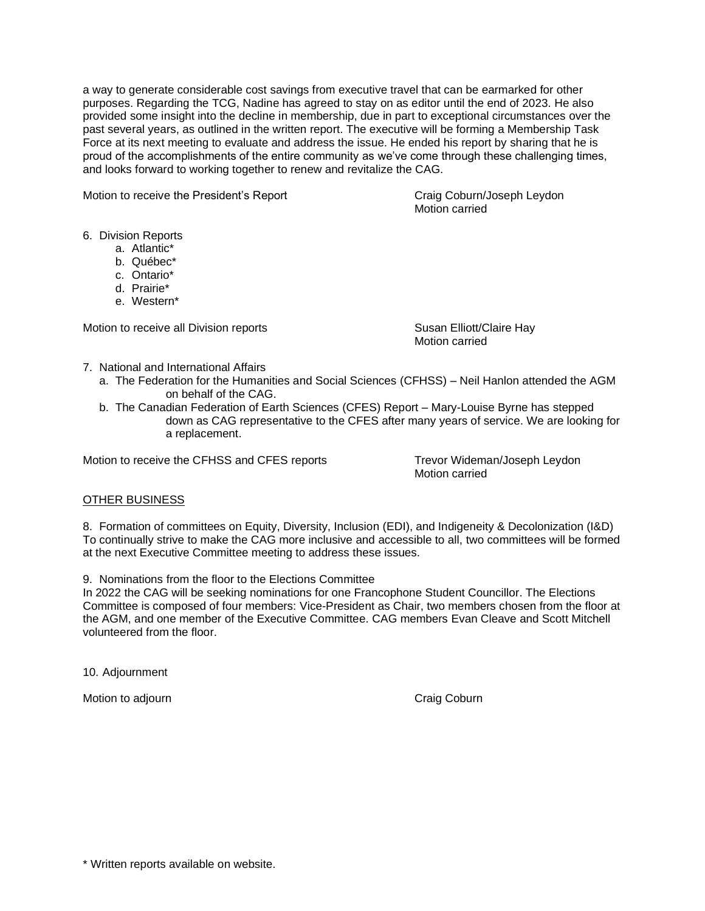a way to generate considerable cost savings from executive travel that can be earmarked for other purposes. Regarding the TCG, Nadine has agreed to stay on as editor until the end of 2023. He also provided some insight into the decline in membership, due in part to exceptional circumstances over the past several years, as outlined in the written report. The executive will be forming a Membership Task Force at its next meeting to evaluate and address the issue. He ended his report by sharing that he is proud of the accomplishments of the entire community as we've come through these challenging times, and looks forward to working together to renew and revitalize the CAG.

Motion to receive the President's Report — Craig Coburn/Joseph Leydon
Motion carried

6. Division Reports
   a. Atlantic*
   b. Québec*
   c. Ontario*
   d. Prairie*
   e. Western*

Motion to receive all Division reports — Susan Elliott/Claire Hay
Motion carried

7. National and International Affairs
   a. The Federation for the Humanities and Social Sciences (CFHSS) – Neil Hanlon attended the AGM on behalf of the CAG.
   b. The Canadian Federation of Earth Sciences (CFES) Report – Mary-Louise Byrne has stepped down as CAG representative to the CFES after many years of service. We are looking for a replacement.

Motion to receive the CFHSS and CFES reports — Trevor Wideman/Joseph Leydon
Motion carried

<u>OTHER BUSINESS</u>

8. Formation of committees on Equity, Diversity, Inclusion (EDI), and Indigeneity & Decolonization (I&D)
To continually strive to make the CAG more inclusive and accessible to all, two committees will be formed at the next Executive Committee meeting to address these issues.

9. Nominations from the floor to the Elections Committee
In 2022 the CAG will be seeking nominations for one Francophone Student Councillor. The Elections Committee is composed of four members: Vice-President as Chair, two members chosen from the floor at the AGM, and one member of the Executive Committee. CAG members Evan Cleave and Scott Mitchell volunteered from the floor.

10. Adjournment

Motion to adjourn — Craig Coburn

\* Written reports available on website.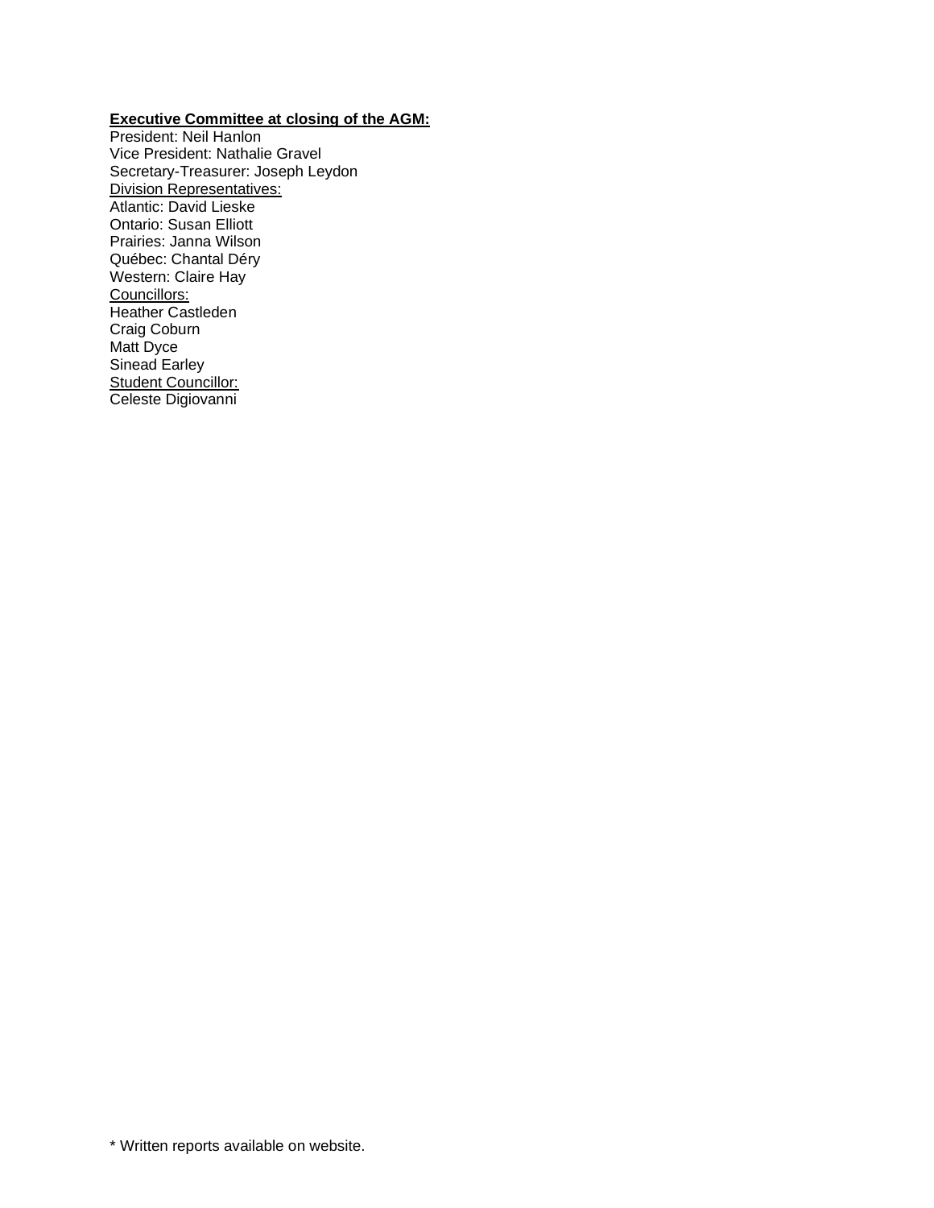**<u>Executive Committee at closing of the AGM:</u>**
President: Neil Hanlon
Vice President: Nathalie Gravel
Secretary-Treasurer: Joseph Leydon
<u>Division Representatives:</u>
Atlantic: David Lieske
Ontario: Susan Elliott
Prairies: Janna Wilson
Québec: Chantal Déry
Western: Claire Hay
<u>Councillors:</u>
Heather Castleden
Craig Coburn
Matt Dyce
Sinead Earley
<u>Student Councillor:</u>
Celeste Digiovanni

* Written reports available on website.